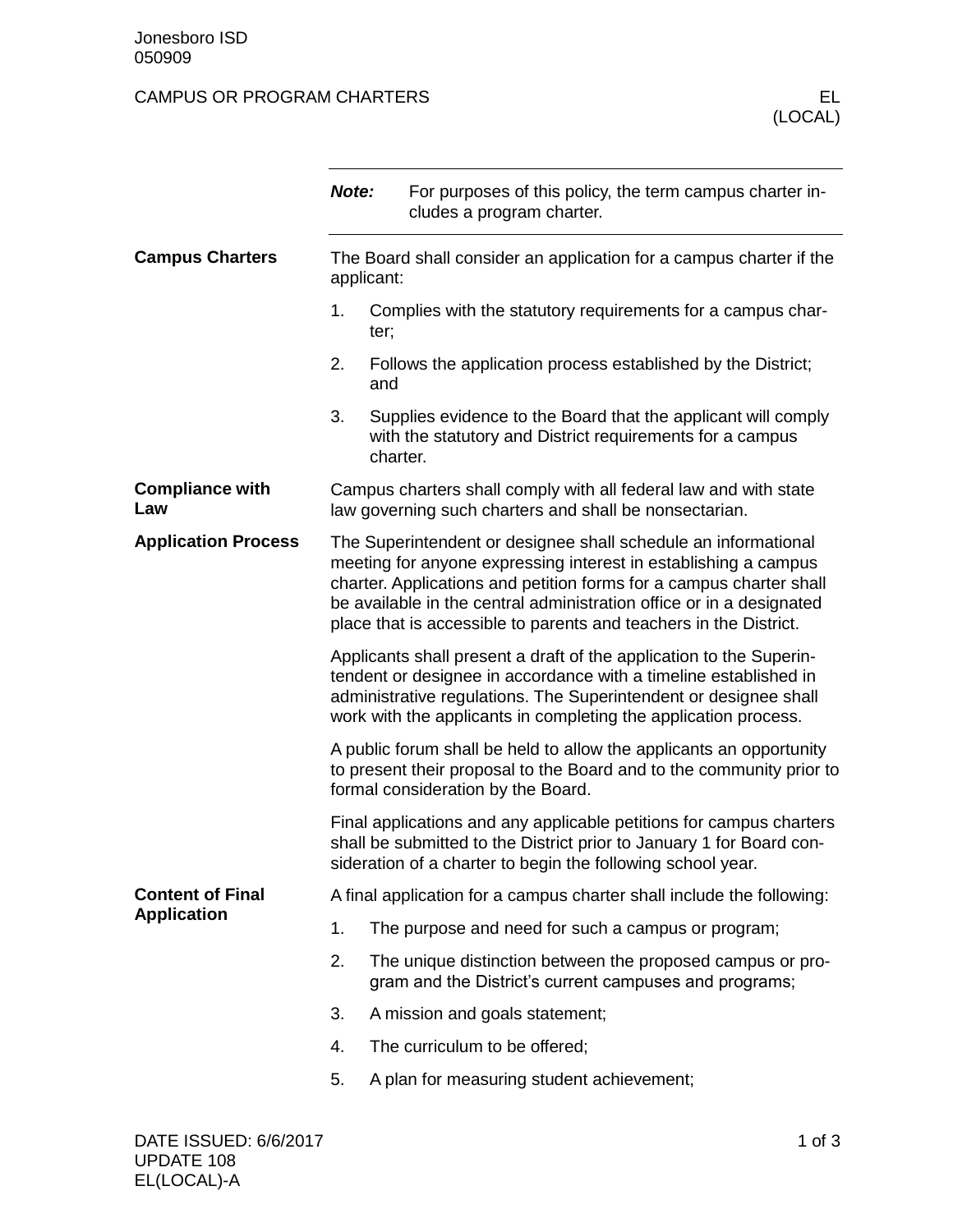# CAMPUS OR PROGRAM CHARTERS

**EL (LOCAL)**

***Note:*** For purposes of this policy, the term campus charter includes a program charter.

## Campus Charters

The Board shall consider an application for a campus charter if the applicant:

1. Complies with the statutory requirements for a campus charter;
2. Follows the application process established by the District; and
3. Supplies evidence to the Board that the applicant will comply with the statutory and District requirements for a campus charter.

## Compliance with Law

Campus charters shall comply with all federal law and with state law governing such charters and shall be nonsectarian.

## Application Process

The Superintendent or designee shall schedule an informational meeting for anyone expressing interest in establishing a campus charter. Applications and petition forms for a campus charter shall be available in the central administration office or in a designated place that is accessible to parents and teachers in the District.

Applicants shall present a draft of the application to the Superintendent or designee in accordance with a timeline established in administrative regulations. The Superintendent or designee shall work with the applicants in completing the application process.

A public forum shall be held to allow the applicants an opportunity to present their proposal to the Board and to the community prior to formal consideration by the Board.

Final applications and any applicable petitions for campus charters shall be submitted to the District prior to January 1 for Board consideration of a charter to begin the following school year.

## Content of Final Application

A final application for a campus charter shall include the following:

1. The purpose and need for such a campus or program;
2. The unique distinction between the proposed campus or program and the District's current campuses and programs;
3. A mission and goals statement;
4. The curriculum to be offered;
5. A plan for measuring student achievement;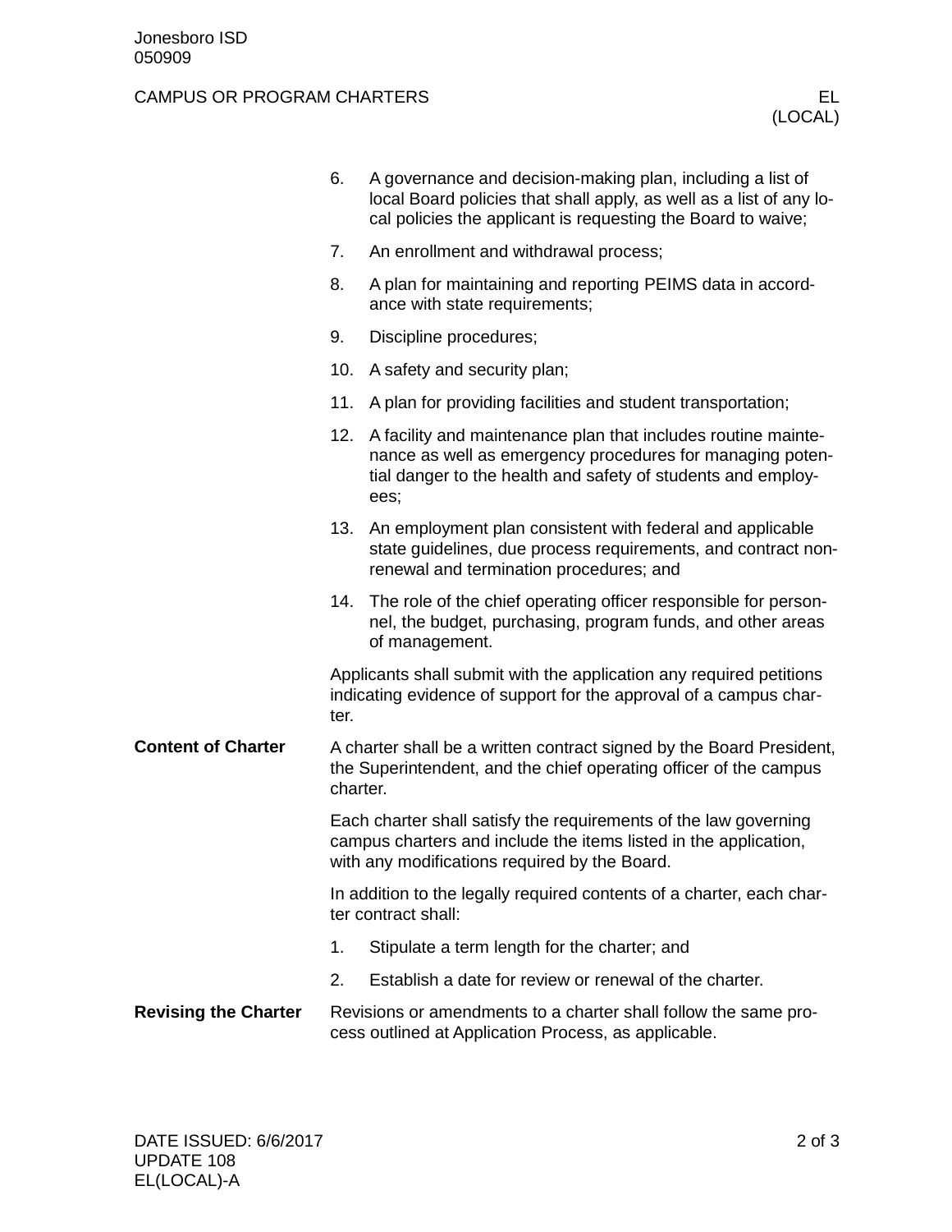6. A governance and decision-making plan, including a list of local Board policies that shall apply, as well as a list of any local policies the applicant is requesting the Board to waive;
7. An enrollment and withdrawal process;
8. A plan for maintaining and reporting PEIMS data in accordance with state requirements;
9. Discipline procedures;
10. A safety and security plan;
11. A plan for providing facilities and student transportation;
12. A facility and maintenance plan that includes routine maintenance as well as emergency procedures for managing potential danger to the health and safety of students and employees;
13. An employment plan consistent with federal and applicable state guidelines, due process requirements, and contract nonrenewal and termination procedures; and
14. The role of the chief operating officer responsible for personnel, the budget, purchasing, program funds, and other areas of management.

Applicants shall submit with the application any required petitions indicating evidence of support for the approval of a campus charter.

**Content of Charter**

A charter shall be a written contract signed by the Board President, the Superintendent, and the chief operating officer of the campus charter.

Each charter shall satisfy the requirements of the law governing campus charters and include the items listed in the application, with any modifications required by the Board.

In addition to the legally required contents of a charter, each charter contract shall:

1. Stipulate a term length for the charter; and
2. Establish a date for review or renewal of the charter.

**Revising the Charter**

Revisions or amendments to a charter shall follow the same process outlined at Application Process, as applicable.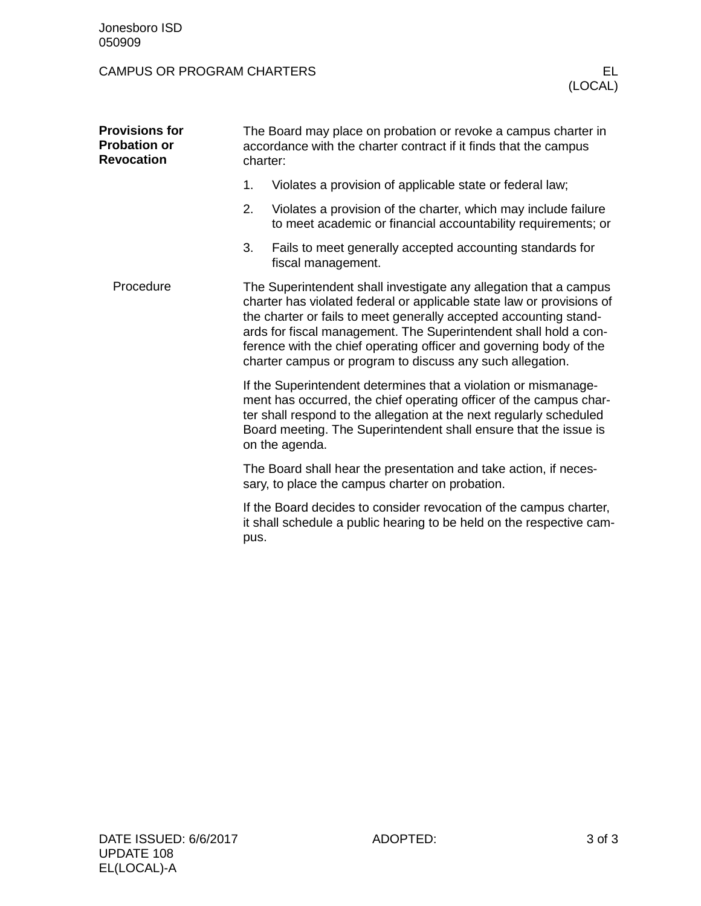## Provisions for Probation or Revocation

The Board may place on probation or revoke a campus charter in accordance with the charter contract if it finds that the campus charter:

1. Violates a provision of applicable state or federal law;
2. Violates a provision of the charter, which may include failure to meet academic or financial accountability requirements; or
3. Fails to meet generally accepted accounting standards for fiscal management.

### Procedure

The Superintendent shall investigate any allegation that a campus charter has violated federal or applicable state law or provisions of the charter or fails to meet generally accepted accounting standards for fiscal management. The Superintendent shall hold a conference with the chief operating officer and governing body of the charter campus or program to discuss any such allegation.

If the Superintendent determines that a violation or mismanagement has occurred, the chief operating officer of the campus charter shall respond to the allegation at the next regularly scheduled Board meeting. The Superintendent shall ensure that the issue is on the agenda.

The Board shall hear the presentation and take action, if necessary, to place the campus charter on probation.

If the Board decides to consider revocation of the campus charter, it shall schedule a public hearing to be held on the respective campus.